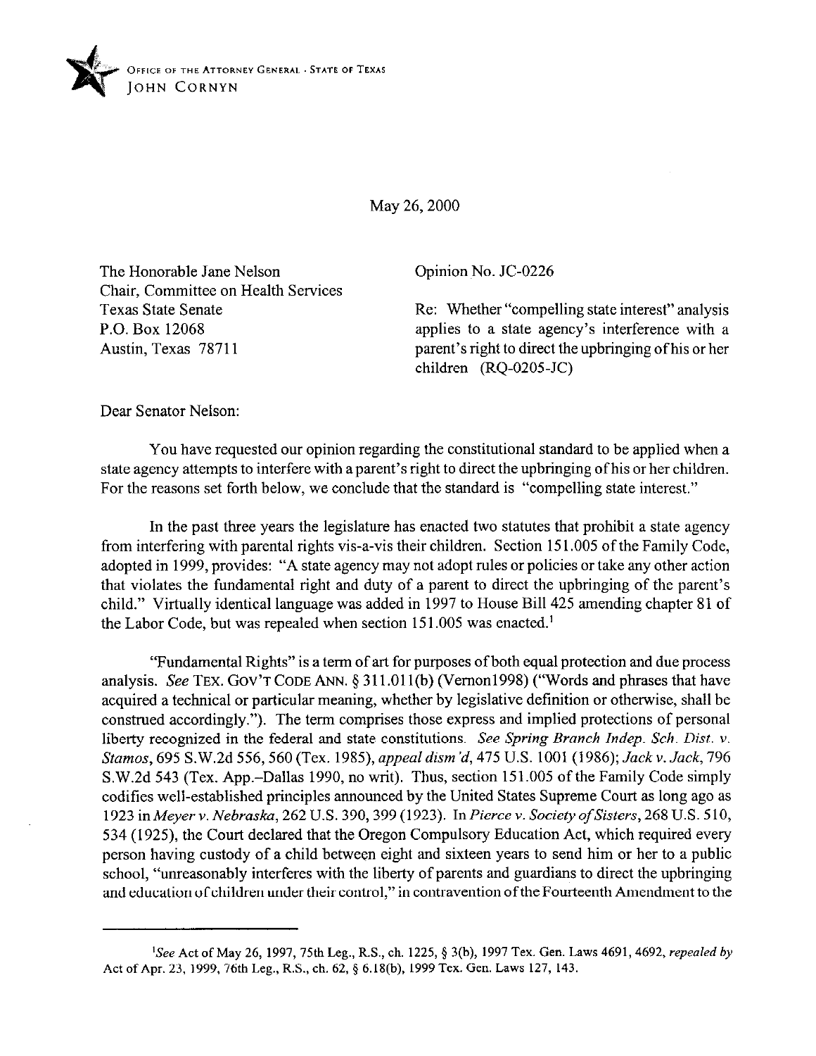OFFICE OF THE ATTORNEY GENERAL · STATE OF TEXAS
JOHN CORNYN

May 26, 2000

The Honorable Jane Nelson
Chair, Committee on Health Services
Texas State Senate
P.O. Box 12068
Austin, Texas 78711

Opinion No. JC-0226

Re: Whether "compelling state interest" analysis applies to a state agency's interference with a parent's right to direct the upbringing of his or her children (RQ-0205-JC)

Dear Senator Nelson:

You have requested our opinion regarding the constitutional standard to be applied when a state agency attempts to interfere with a parent's right to direct the upbringing of his or her children. For the reasons set forth below, we conclude that the standard is "compelling state interest."

In the past three years the legislature has enacted two statutes that prohibit a state agency from interfering with parental rights vis-a-vis their children. Section 151.005 of the Family Code, adopted in 1999, provides: "A state agency may not adopt rules or policies or take any other action that violates the fundamental right and duty of a parent to direct the upbringing of the parent's child." Virtually identical language was added in 1997 to House Bill 425 amending chapter 81 of the Labor Code, but was repealed when section 151.005 was enacted.[1]

"Fundamental Rights" is a term of art for purposes of both equal protection and due process analysis. *See* TEX. GOV'T CODE ANN. § 311.011(b) (Vernon1998) ("Words and phrases that have acquired a technical or particular meaning, whether by legislative definition or otherwise, shall be construed accordingly."). The term comprises those express and implied protections of personal liberty recognized in the federal and state constitutions. *See Spring Branch Indep. Sch. Dist. v. Stamos*, 695 S.W.2d 556, 560 (Tex. 1985), *appeal dism'd*, 475 U.S. 1001 (1986); *Jack v. Jack*, 796 S.W.2d 543 (Tex. App.–Dallas 1990, no writ). Thus, section 151.005 of the Family Code simply codifies well-established principles announced by the United States Supreme Court as long ago as 1923 in *Meyer v. Nebraska*, 262 U.S. 390, 399 (1923). In *Pierce v. Society of Sisters*, 268 U.S. 510, 534 (1925), the Court declared that the Oregon Compulsory Education Act, which required every person having custody of a child between eight and sixteen years to send him or her to a public school, "unreasonably interferes with the liberty of parents and guardians to direct the upbringing and education of children under their control," in contravention of the Fourteenth Amendment to the

---

[1]*See* Act of May 26, 1997, 75th Leg., R.S., ch. 1225, § 3(b), 1997 Tex. Gen. Laws 4691, 4692, *repealed by* Act of Apr. 23, 1999, 76th Leg., R.S., ch. 62, § 6.18(b), 1999 Tex. Gen. Laws 127, 143.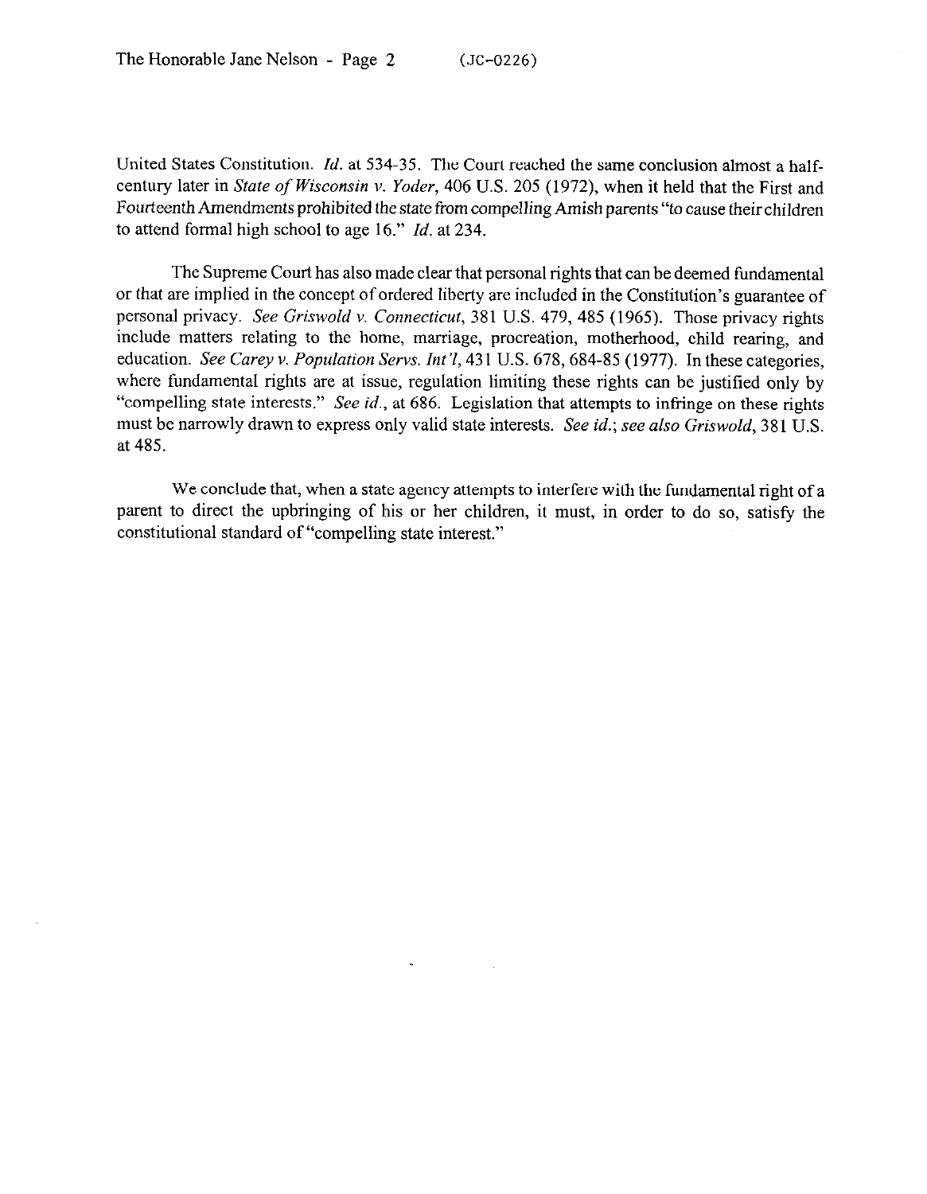United States Constitution. *Id.* at 534-35. The Court reached the same conclusion almost a half-century later in *State of Wisconsin v. Yoder*, 406 U.S. 205 (1972), when it held that the First and Fourteenth Amendments prohibited the state from compelling Amish parents "to cause their children to attend formal high school to age 16." *Id.* at 234.

The Supreme Court has also made clear that personal rights that can be deemed fundamental or that are implied in the concept of ordered liberty are included in the Constitution's guarantee of personal privacy. *See Griswold v. Connecticut*, 381 U.S. 479, 485 (1965). Those privacy rights include matters relating to the home, marriage, procreation, motherhood, child rearing, and education. *See Carey v. Population Servs. Int'l*, 431 U.S. 678, 684-85 (1977). In these categories, where fundamental rights are at issue, regulation limiting these rights can be justified only by "compelling state interests." *See id.*, at 686. Legislation that attempts to infringe on these rights must be narrowly drawn to express only valid state interests. *See id.*; *see also Griswold*, 381 U.S. at 485.

We conclude that, when a state agency attempts to interfere with the fundamental right of a parent to direct the upbringing of his or her children, it must, in order to do so, satisfy the constitutional standard of "compelling state interest."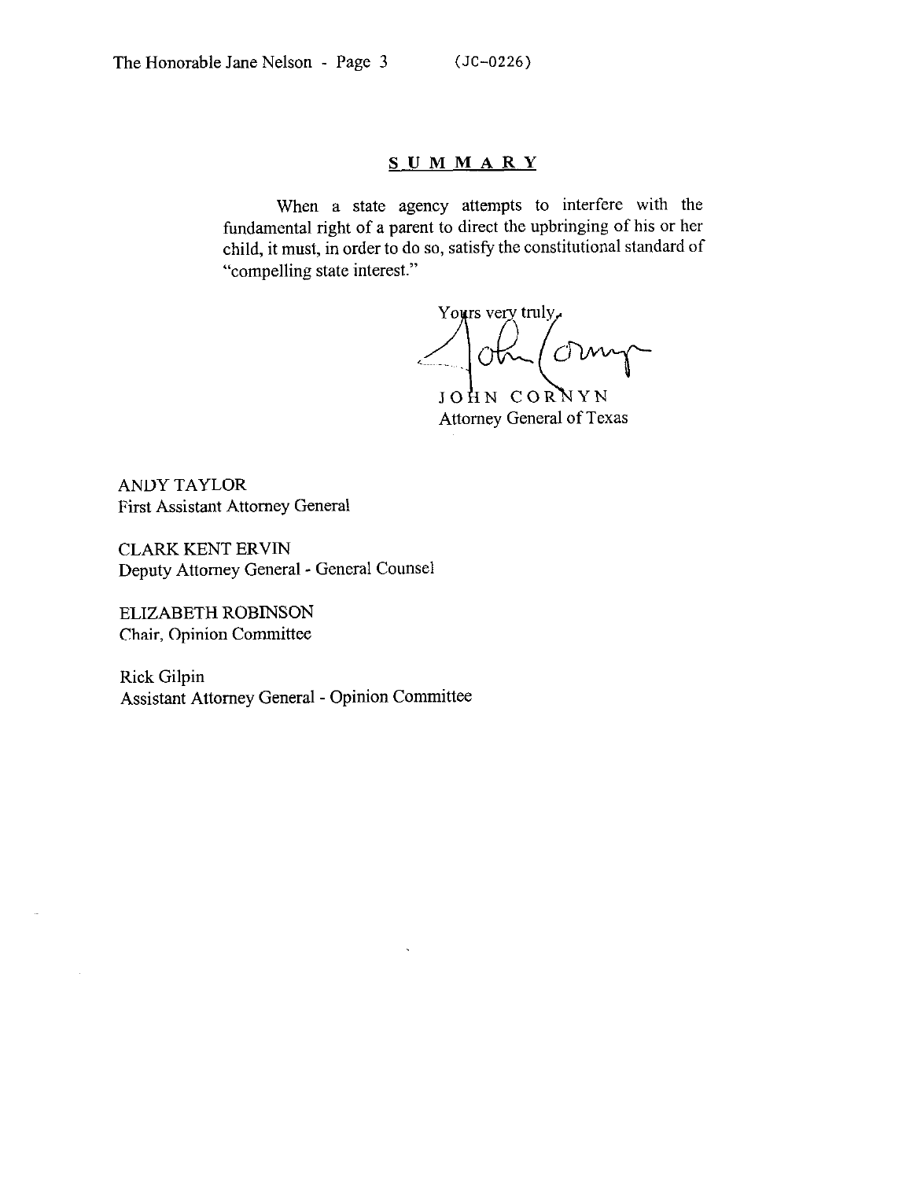## SUMMARY

When a state agency attempts to interfere with the fundamental right of a parent to direct the upbringing of his or her child, it must, in order to do so, satisfy the constitutional standard of "compelling state interest."

Yours very truly,

JOHN CORNYN
Attorney General of Texas

ANDY TAYLOR
First Assistant Attorney General

CLARK KENT ERVIN
Deputy Attorney General - General Counsel

ELIZABETH ROBINSON
Chair, Opinion Committee

Rick Gilpin
Assistant Attorney General - Opinion Committee